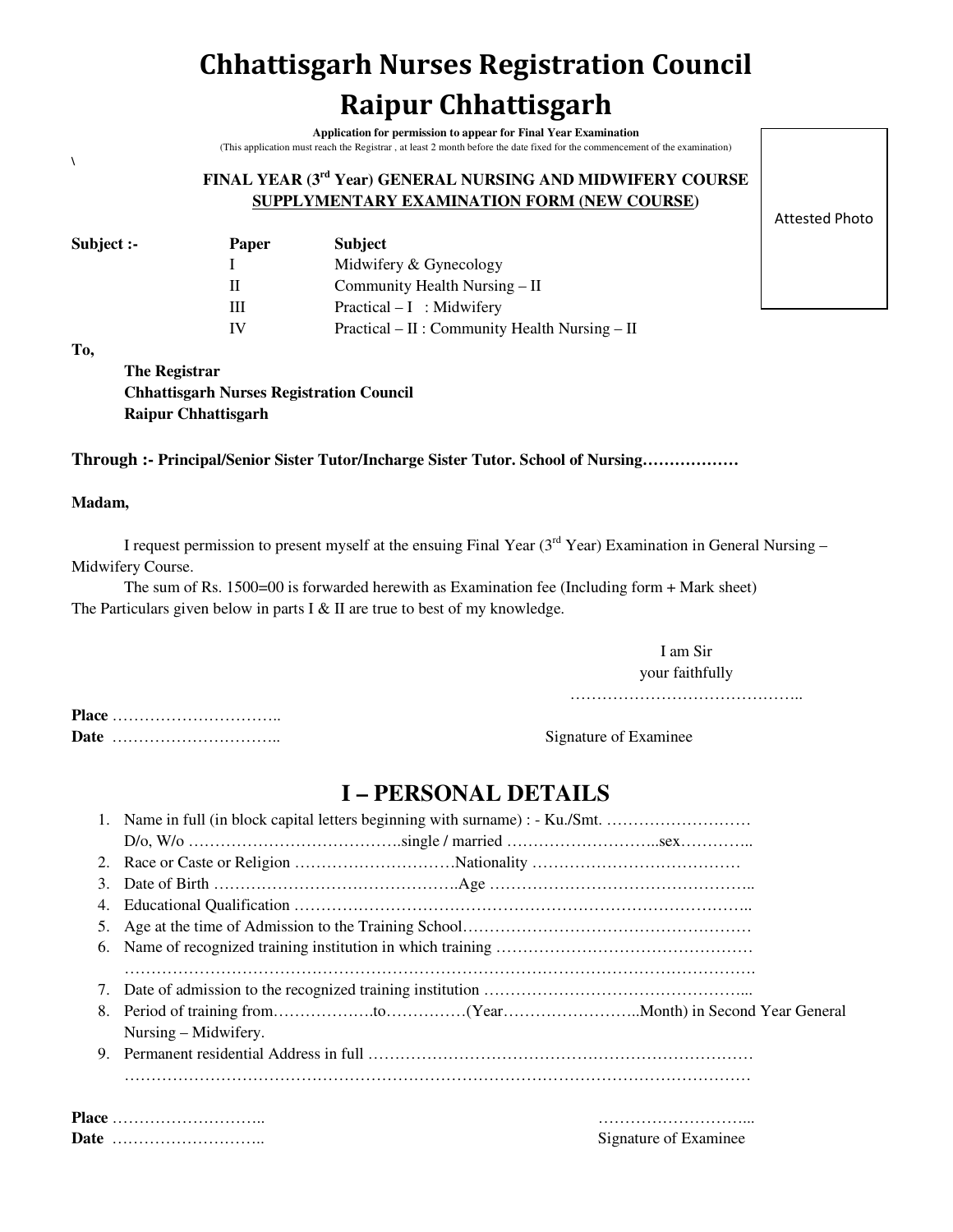# Chhattisgarh Nurses Registration Council
# Raipur Chhattisgarh

**Application for permission to appear for Final Year Examination**

(This application must reach the Registrar , at least 2 month before the date fixed for the commencement of the examination)

\

Attested Photo

**FINAL YEAR (3rd Year) GENERAL NURSING AND MIDWIFERY COURSE**

**SUPPLYMENTARY EXAMINATION FORM (NEW COURSE)**

**Subject :-**

| Paper | Subject |
|---|---|
| I | Midwifery & Gynecology |
| II | Community Health Nursing – II |
| III | Practical – I : Midwifery |
| IV | Practical – II : Community Health Nursing – II |

**To,**

**The Registrar**
**Chhattisgarh Nurses Registration Council**
**Raipur Chhattisgarh**

**Through :- Principal/Senior Sister Tutor/Incharge Sister Tutor. School of Nursing………………**

**Madam,**

I request permission to present myself at the ensuing Final Year (3rd Year) Examination in General Nursing – Midwifery Course.

The sum of Rs. 1500=00 is forwarded herewith as Examination fee (Including form + Mark sheet) The Particulars given below in parts I & II are true to best of my knowledge.

I am Sir
your faithfully
……………………………………..

**Place** …………………………..
**Date** …………………………..

Signature of Examinee

## I – PERSONAL DETAILS

1. Name in full (in block capital letters beginning with surname) : - Ku./Smt. ………………………
   D/o, W/o ………………………………….single / married ………………………..sex…………..
2. Race or Caste or Religion …………………………Nationality …………………………………
3. Date of Birth ……………………………………….Age ………………………………………..
4. Educational Qualification …………………………………………………………………………..
5. Age at the time of Admission to the Training School………………………………………………
6. Name of recognized training institution in which training …………………………………………
   ……………………………………………………………………………………………………….
7. Date of admission to the recognized training institution …………………………………………...
8. Period of training from……………….to……………(Year……………………..Month) in Second Year General Nursing – Midwifery.
9. Permanent residential Address in full ………………………………………………………………
   ……………………………………………………………………………………………………

**Place** ………………………..
**Date** ………………………..

………………………...
Signature of Examinee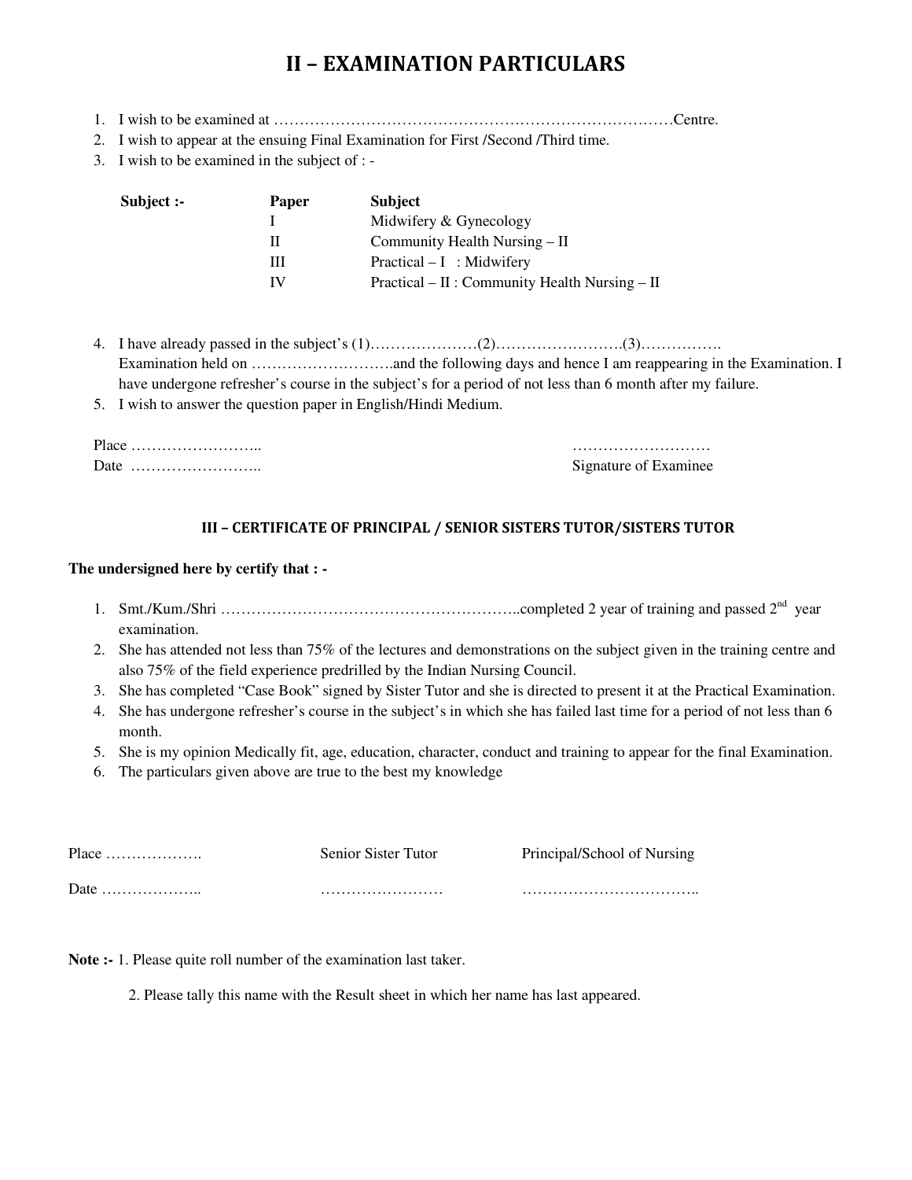# II – EXAMINATION PARTICULARS

1. I wish to be examined at ………………………………………………………………………Centre.
2. I wish to appear at the ensuing Final Examination for First /Second /Third time.
3. I wish to be examined in the subject of : -

| Subject :- | Paper | Subject |
|---|---|---|
| | I | Midwifery & Gynecology |
| | II | Community Health Nursing – II |
| | III | Practical – I : Midwifery |
| | IV | Practical – II : Community Health Nursing – II |

4. I have already passed in the subject's (1)…………………(2)…………………….(3)……………. Examination held on ……………………….and the following days and hence I am reappearing in the Examination. I have undergone refresher's course in the subject's for a period of not less than 6 month after my failure.
5. I wish to answer the question paper in English/Hindi Medium.

Place ……………………..

Date ……………………..

………………………
Signature of Examinee

### III – CERTIFICATE OF PRINCIPAL / SENIOR SISTERS TUTOR/SISTERS TUTOR

**The undersigned here by certify that : -**

1. Smt./Kum./Shri ……………………………………………………..completed 2 year of training and passed 2nd year examination.
2. She has attended not less than 75% of the lectures and demonstrations on the subject given in the training centre and also 75% of the field experience predrilled by the Indian Nursing Council.
3. She has completed "Case Book" signed by Sister Tutor and she is directed to present it at the Practical Examination.
4. She has undergone refresher's course in the subject's in which she has failed last time for a period of not less than 6 month.
5. She is my opinion Medically fit, age, education, character, conduct and training to appear for the final Examination.
6. The particulars given above are true to the best my knowledge

| | | |
|---|---|---|
| Place ………………. | Senior Sister Tutor | Principal/School of Nursing |
| Date ……………….. | …………………… | …………………………….. |

**Note :-** 1. Please quite roll number of the examination last taker.

2. Please tally this name with the Result sheet in which her name has last appeared.